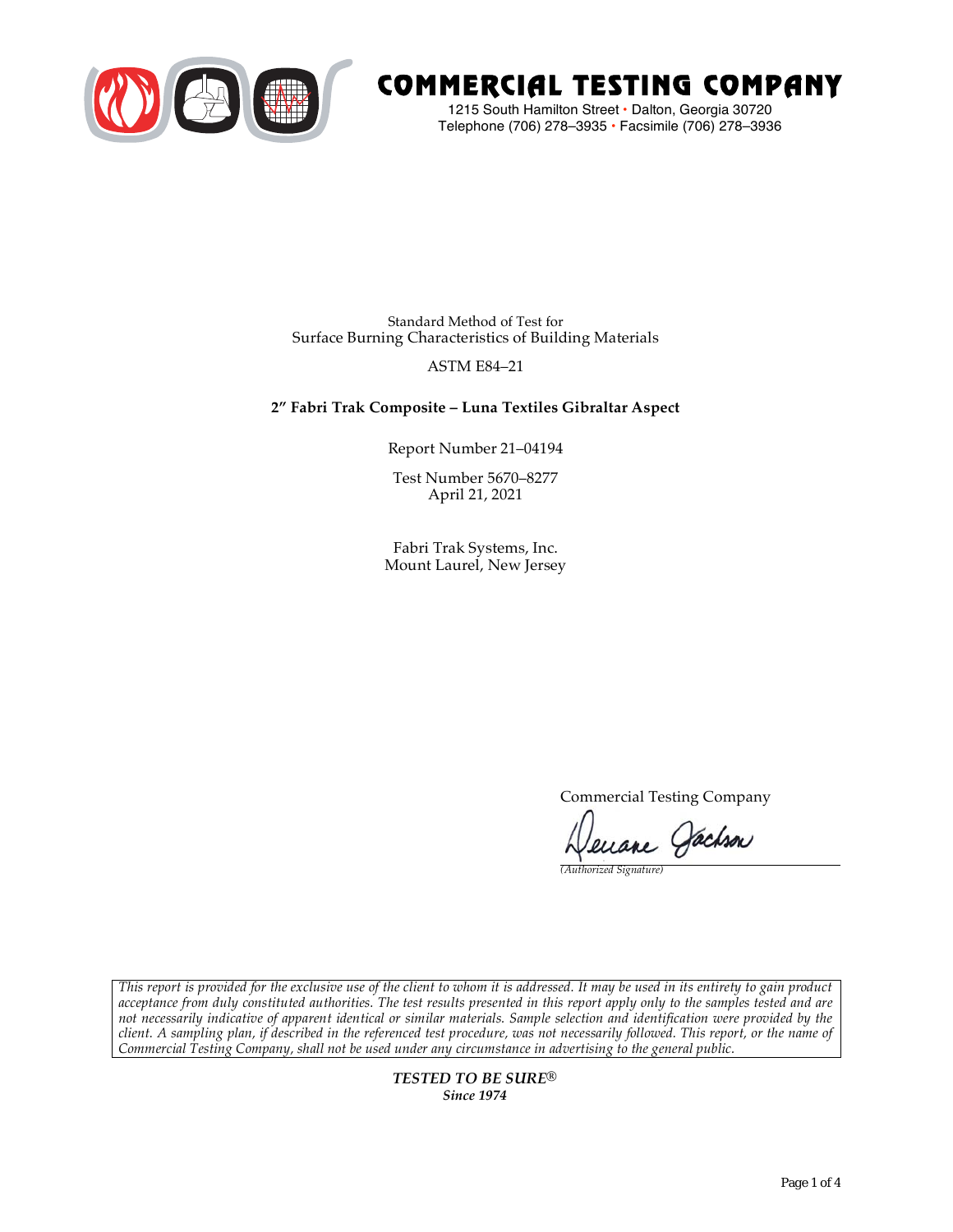# COMMERCIAL TESTING COMPANY

1215 South Hamilton Street • Dalton, Georgia 30720
Telephone (706) 278–3935 • Facsimile (706) 278–3936

Standard Method of Test for
Surface Burning Characteristics of Building Materials

ASTM E84–21

**2″ Fabri Trak Composite – Luna Textiles Gibraltar Aspect**

Report Number 21–04194

Test Number 5670–8277
April 21, 2021

Fabri Trak Systems, Inc.
Mount Laurel, New Jersey

Commercial Testing Company

Deuane Jackson
*(Authorized Signature)*

*This report is provided for the exclusive use of the client to whom it is addressed. It may be used in its entirety to gain product acceptance from duly constituted authorities. The test results presented in this report apply only to the samples tested and are not necessarily indicative of apparent identical or similar materials. Sample selection and identification were provided by the client. A sampling plan, if described in the referenced test procedure, was not necessarily followed. This report, or the name of Commercial Testing Company, shall not be used under any circumstance in advertising to the general public.*

***TESTED TO BE SURE®***
***Since 1974***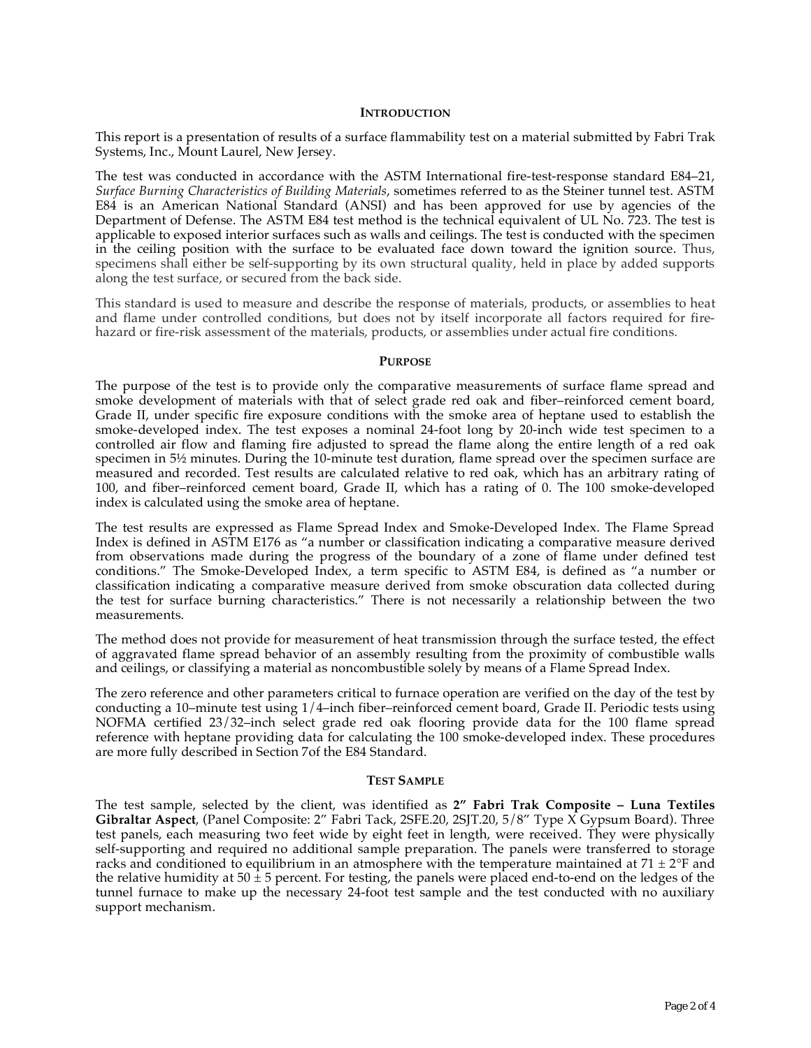## INTRODUCTION

This report is a presentation of results of a surface flammability test on a material submitted by Fabri Trak Systems, Inc., Mount Laurel, New Jersey.

The test was conducted in accordance with the ASTM International fire-test-response standard E84–21, *Surface Burning Characteristics of Building Materials*, sometimes referred to as the Steiner tunnel test. ASTM E84 is an American National Standard (ANSI) and has been approved for use by agencies of the Department of Defense. The ASTM E84 test method is the technical equivalent of UL No. 723. The test is applicable to exposed interior surfaces such as walls and ceilings. The test is conducted with the specimen in the ceiling position with the surface to be evaluated face down toward the ignition source. Thus, specimens shall either be self-supporting by its own structural quality, held in place by added supports along the test surface, or secured from the back side.

This standard is used to measure and describe the response of materials, products, or assemblies to heat and flame under controlled conditions, but does not by itself incorporate all factors required for fire-hazard or fire-risk assessment of the materials, products, or assemblies under actual fire conditions.

## PURPOSE

The purpose of the test is to provide only the comparative measurements of surface flame spread and smoke development of materials with that of select grade red oak and fiber–reinforced cement board, Grade II, under specific fire exposure conditions with the smoke area of heptane used to establish the smoke-developed index. The test exposes a nominal 24-foot long by 20-inch wide test specimen to a controlled air flow and flaming fire adjusted to spread the flame along the entire length of a red oak specimen in 5½ minutes. During the 10-minute test duration, flame spread over the specimen surface are measured and recorded. Test results are calculated relative to red oak, which has an arbitrary rating of 100, and fiber–reinforced cement board, Grade II, which has a rating of 0. The 100 smoke-developed index is calculated using the smoke area of heptane.

The test results are expressed as Flame Spread Index and Smoke-Developed Index. The Flame Spread Index is defined in ASTM E176 as "a number or classification indicating a comparative measure derived from observations made during the progress of the boundary of a zone of flame under defined test conditions." The Smoke-Developed Index, a term specific to ASTM E84, is defined as "a number or classification indicating a comparative measure derived from smoke obscuration data collected during the test for surface burning characteristics." There is not necessarily a relationship between the two measurements.

The method does not provide for measurement of heat transmission through the surface tested, the effect of aggravated flame spread behavior of an assembly resulting from the proximity of combustible walls and ceilings, or classifying a material as noncombustible solely by means of a Flame Spread Index.

The zero reference and other parameters critical to furnace operation are verified on the day of the test by conducting a 10–minute test using 1/4–inch fiber–reinforced cement board, Grade II. Periodic tests using NOFMA certified 23/32–inch select grade red oak flooring provide data for the 100 flame spread reference with heptane providing data for calculating the 100 smoke-developed index. These procedures are more fully described in Section 7of the E84 Standard.

## TEST SAMPLE

The test sample, selected by the client, was identified as **2" Fabri Trak Composite – Luna Textiles Gibraltar Aspect**, (Panel Composite: 2" Fabri Tack, 2SFE.20, 2SJT.20, 5/8" Type X Gypsum Board). Three test panels, each measuring two feet wide by eight feet in length, were received. They were physically self-supporting and required no additional sample preparation. The panels were transferred to storage racks and conditioned to equilibrium in an atmosphere with the temperature maintained at 71 ± 2°F and the relative humidity at 50 ± 5 percent. For testing, the panels were placed end-to-end on the ledges of the tunnel furnace to make up the necessary 24-foot test sample and the test conducted with no auxiliary support mechanism.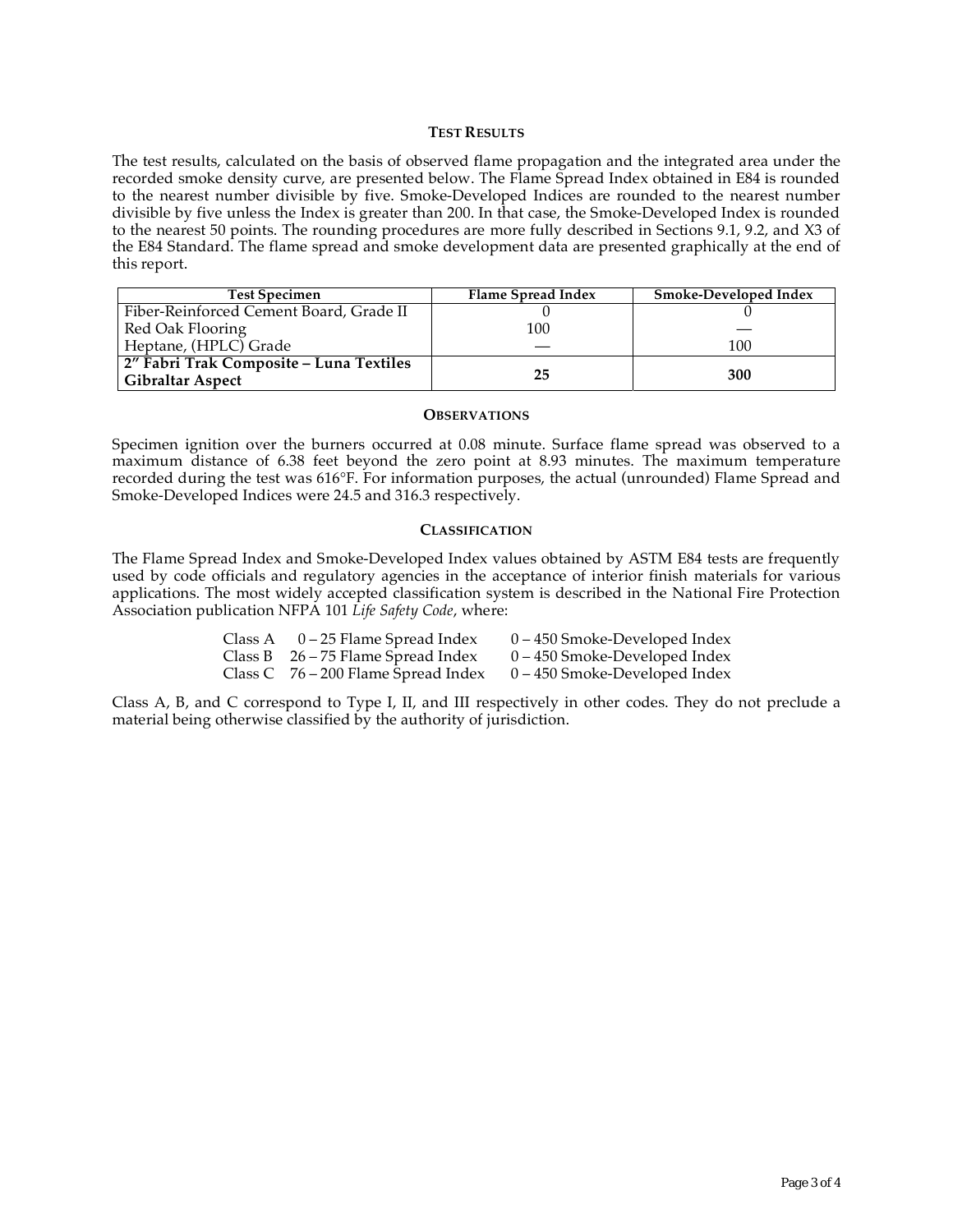## TEST RESULTS

The test results, calculated on the basis of observed flame propagation and the integrated area under the recorded smoke density curve, are presented below. The Flame Spread Index obtained in E84 is rounded to the nearest number divisible by five. Smoke-Developed Indices are rounded to the nearest number divisible by five unless the Index is greater than 200. In that case, the Smoke-Developed Index is rounded to the nearest 50 points. The rounding procedures are more fully described in Sections 9.1, 9.2, and X3 of the E84 Standard. The flame spread and smoke development data are presented graphically at the end of this report.

| Test Specimen | Flame Spread Index | Smoke-Developed Index |
|---|---|---|
| Fiber-Reinforced Cement Board, Grade II | 0 | 0 |
| Red Oak Flooring | 100 | — |
| Heptane, (HPLC) Grade | — | 100 |
| **2″ Fabri Trak Composite – Luna Textiles Gibraltar Aspect** | **25** | **300** |

## OBSERVATIONS

Specimen ignition over the burners occurred at 0.08 minute. Surface flame spread was observed to a maximum distance of 6.38 feet beyond the zero point at 8.93 minutes. The maximum temperature recorded during the test was 616°F. For information purposes, the actual (unrounded) Flame Spread and Smoke-Developed Indices were 24.5 and 316.3 respectively.

## CLASSIFICATION

The Flame Spread Index and Smoke-Developed Index values obtained by ASTM E84 tests are frequently used by code officials and regulatory agencies in the acceptance of interior finish materials for various applications. The most widely accepted classification system is described in the National Fire Protection Association publication NFPA 101 *Life Safety Code*, where:

| | | |
|---|---|---|
| Class A | 0 – 25 Flame Spread Index | 0 – 450 Smoke-Developed Index |
| Class B | 26 – 75 Flame Spread Index | 0 – 450 Smoke-Developed Index |
| Class C | 76 – 200 Flame Spread Index | 0 – 450 Smoke-Developed Index |

Class A, B, and C correspond to Type I, II, and III respectively in other codes. They do not preclude a material being otherwise classified by the authority of jurisdiction.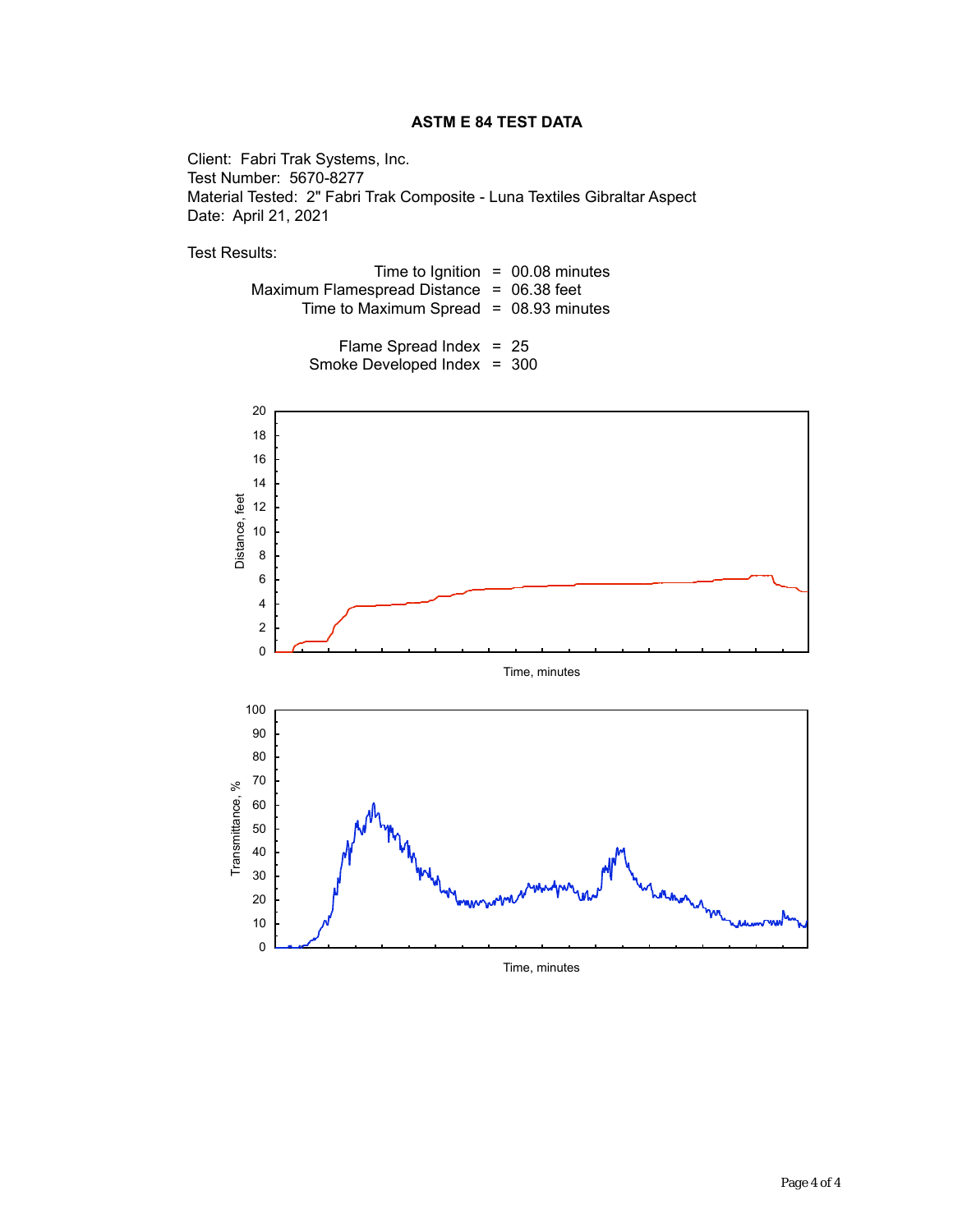# ASTM E 84 TEST DATA

Client: Fabri Trak Systems, Inc.
Test Number: 5670-8277
Material Tested: 2" Fabri Trak Composite - Luna Textiles Gibraltar Aspect
Date: April 21, 2021

Test Results:

Time to Ignition = 00.08 minutes
Maximum Flamespread Distance = 06.38 feet
Time to Maximum Spread = 08.93 minutes

Flame Spread Index = 25
Smoke Developed Index = 300

Distance, feet
20
18
16
14
12
10
8
6
4
2
0
Time, minutes

Transmittance, %
100
90
80
70
60
50
40
30
20
10
0
Time, minutes